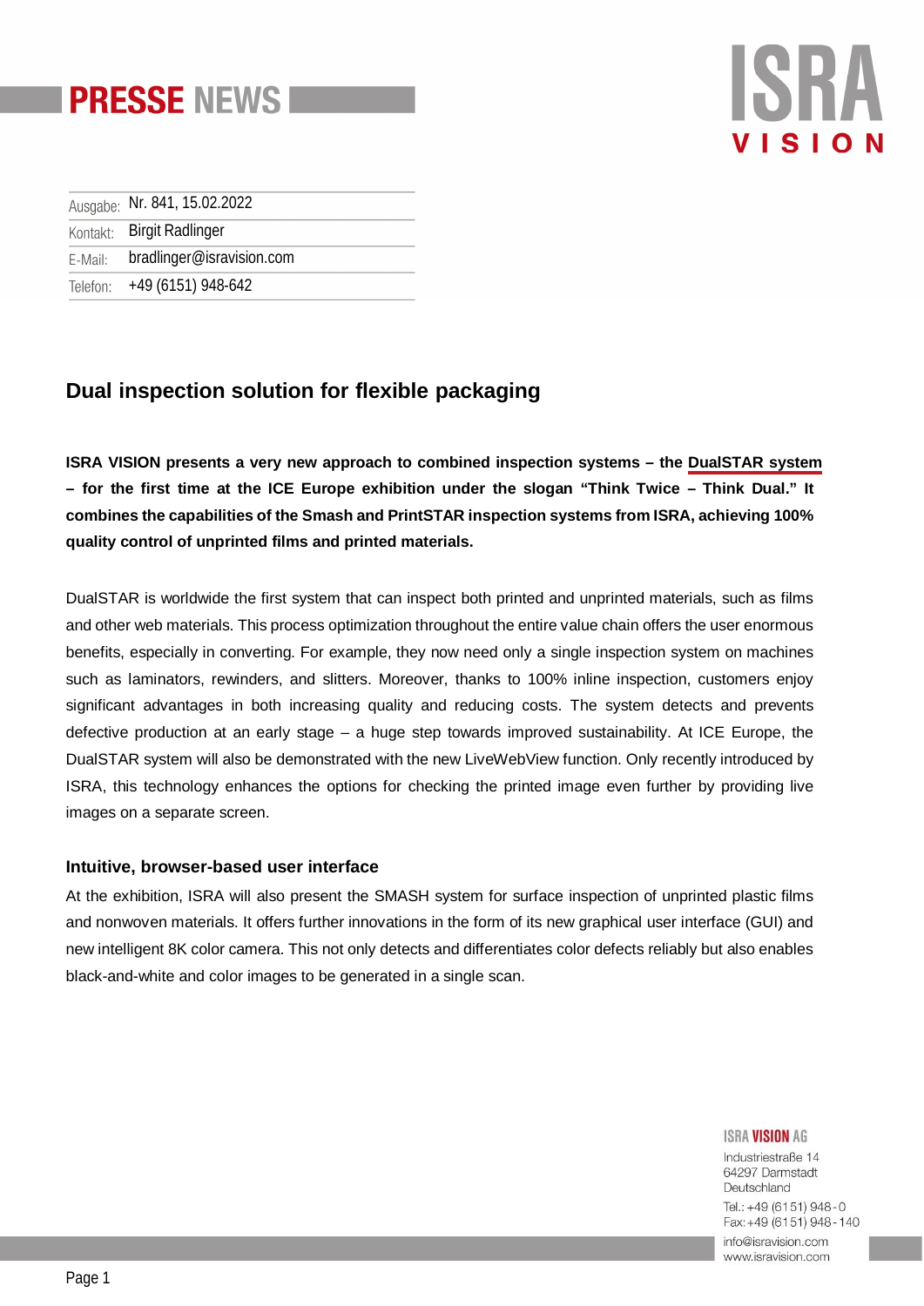# PRESSE NEWS

| Ausgabe: | Nr. 841, 15.02.2022 |
|---|---|
| Kontakt: | Birgit Radlinger |
| E-Mail: | bradlinger@isravision.com |
| Telefon: | +49 (6151) 948-642 |

## Dual inspection solution for flexible packaging

**ISRA VISION presents a very new approach to combined inspection systems – the DualSTAR system – for the first time at the ICE Europe exhibition under the slogan "Think Twice – Think Dual." It combines the capabilities of the Smash and PrintSTAR inspection systems from ISRA, achieving 100% quality control of unprinted films and printed materials.**

DualSTAR is worldwide the first system that can inspect both printed and unprinted materials, such as films and other web materials. This process optimization throughout the entire value chain offers the user enormous benefits, especially in converting. For example, they now need only a single inspection system on machines such as laminators, rewinders, and slitters. Moreover, thanks to 100% inline inspection, customers enjoy significant advantages in both increasing quality and reducing costs. The system detects and prevents defective production at an early stage – a huge step towards improved sustainability. At ICE Europe, the DualSTAR system will also be demonstrated with the new LiveWebView function. Only recently introduced by ISRA, this technology enhances the options for checking the printed image even further by providing live images on a separate screen.

### Intuitive, browser-based user interface

At the exhibition, ISRA will also present the SMASH system for surface inspection of unprinted plastic films and nonwoven materials. It offers further innovations in the form of its new graphical user interface (GUI) and new intelligent 8K color camera. This not only detects and differentiates color defects reliably but also enables black-and-white and color images to be generated in a single scan.

ISRA VISION AG
Industriestraße 14
64297 Darmstadt
Deutschland
Tel.: +49 (6151) 948-0
Fax: +49 (6151) 948-140
info@isravision.com
www.isravision.com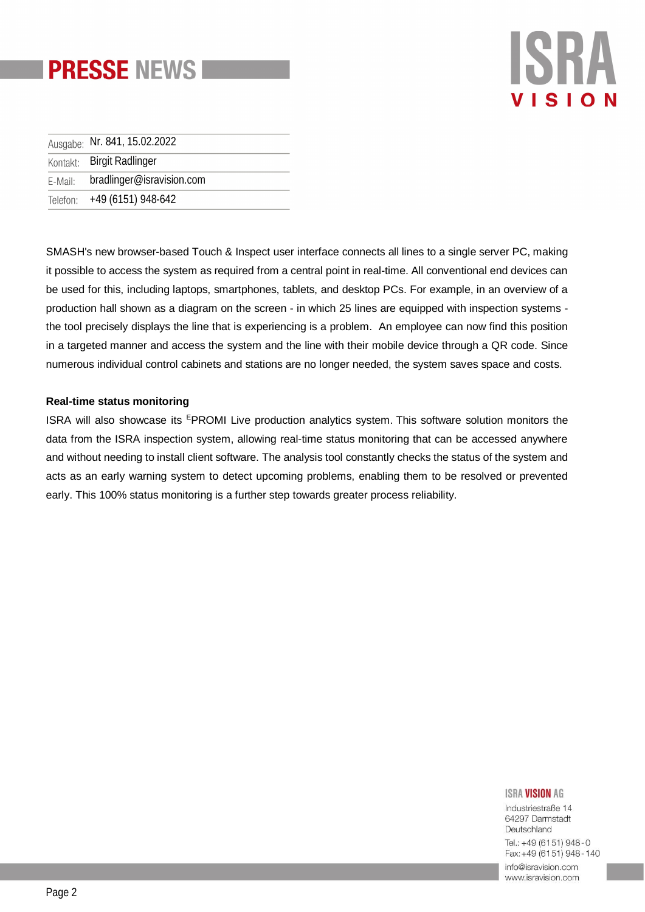| Ausgabe: | Nr. 841, 15.02.2022 |
|---|---|
| Kontakt: | Birgit Radlinger |
| E-Mail: | bradlinger@isravision.com |
| Telefon: | +49 (6151) 948-642 |

SMASH's new browser-based Touch & Inspect user interface connects all lines to a single server PC, making it possible to access the system as required from a central point in real-time. All conventional end devices can be used for this, including laptops, smartphones, tablets, and desktop PCs. For example, in an overview of a production hall shown as a diagram on the screen - in which 25 lines are equipped with inspection systems - the tool precisely displays the line that is experiencing is a problem. An employee can now find this position in a targeted manner and access the system and the line with their mobile device through a QR code. Since numerous individual control cabinets and stations are no longer needed, the system saves space and costs.

**Real-time status monitoring**

ISRA will also showcase its $^{E}$PROMI Live production analytics system. This software solution monitors the data from the ISRA inspection system, allowing real-time status monitoring that can be accessed anywhere and without needing to install client software. The analysis tool constantly checks the status of the system and acts as an early warning system to detect upcoming problems, enabling them to be resolved or prevented early. This 100% status monitoring is a further step towards greater process reliability.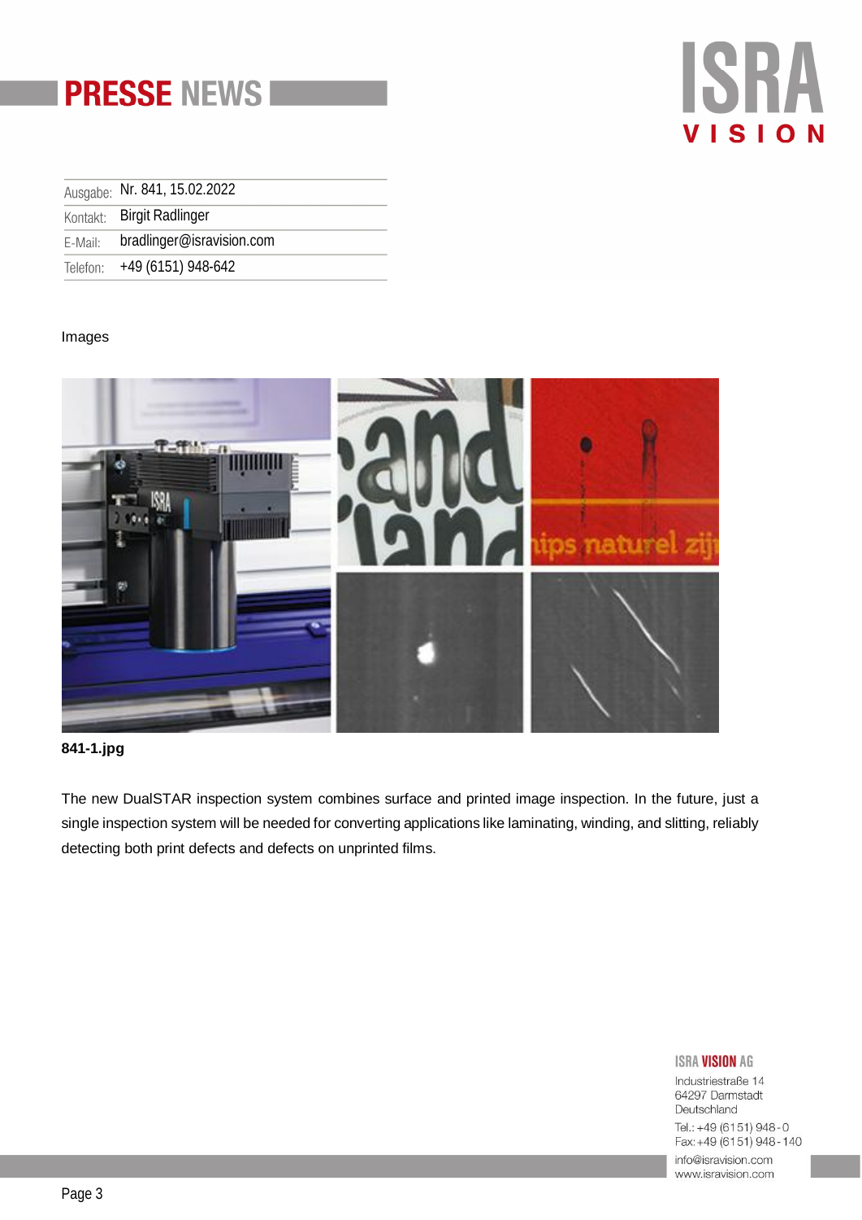# PRESSE NEWS

| Ausgabe: | Nr. 841, 15.02.2022 |
|---|---|
| Kontakt: | Birgit Radlinger |
| E-Mail: | bradlinger@isravision.com |
| Telefon: | +49 (6151) 948-642 |

Images

**841-1.jpg**

The new DualSTAR inspection system combines surface and printed image inspection. In the future, just a single inspection system will be needed for converting applications like laminating, winding, and slitting, reliably detecting both print defects and defects on unprinted films.

ISRA VISION AG
Industriestraße 14
64297 Darmstadt
Deutschland
Tel.: +49 (6151) 948-0
Fax: +49 (6151) 948-140
info@isravision.com
www.isravision.com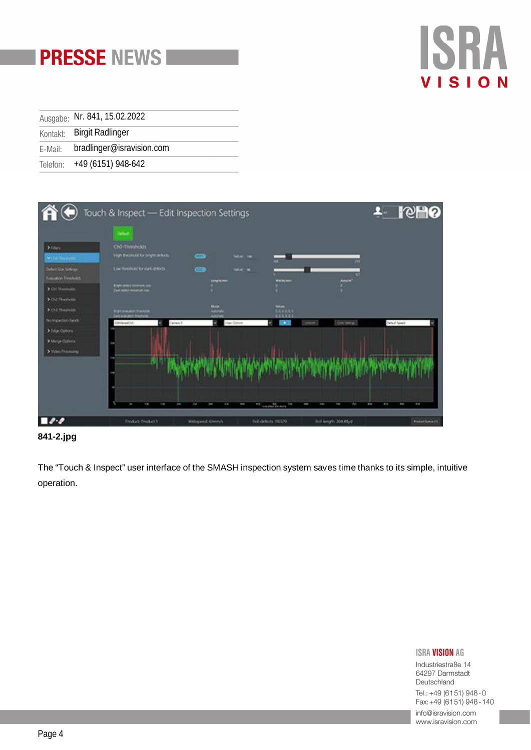# PRESSE NEWS

| | |
|---|---|
| Ausgabe: | Nr. 841, 15.02.2022 |
| Kontakt: | Birgit Radlinger |
| E-Mail: | bradlinger@isravision.com |
| Telefon: | +49 (6151) 948-642 |

**841-2.jpg**

The “Touch & Inspect” user interface of the SMASH inspection system saves time thanks to its simple, intuitive operation.

ISRA VISION AG
Industriestraße 14
64297 Darmstadt
Deutschland
Tel.: +49 (6151) 948-0
Fax: +49 (6151) 948-140
info@isravision.com
www.isravision.com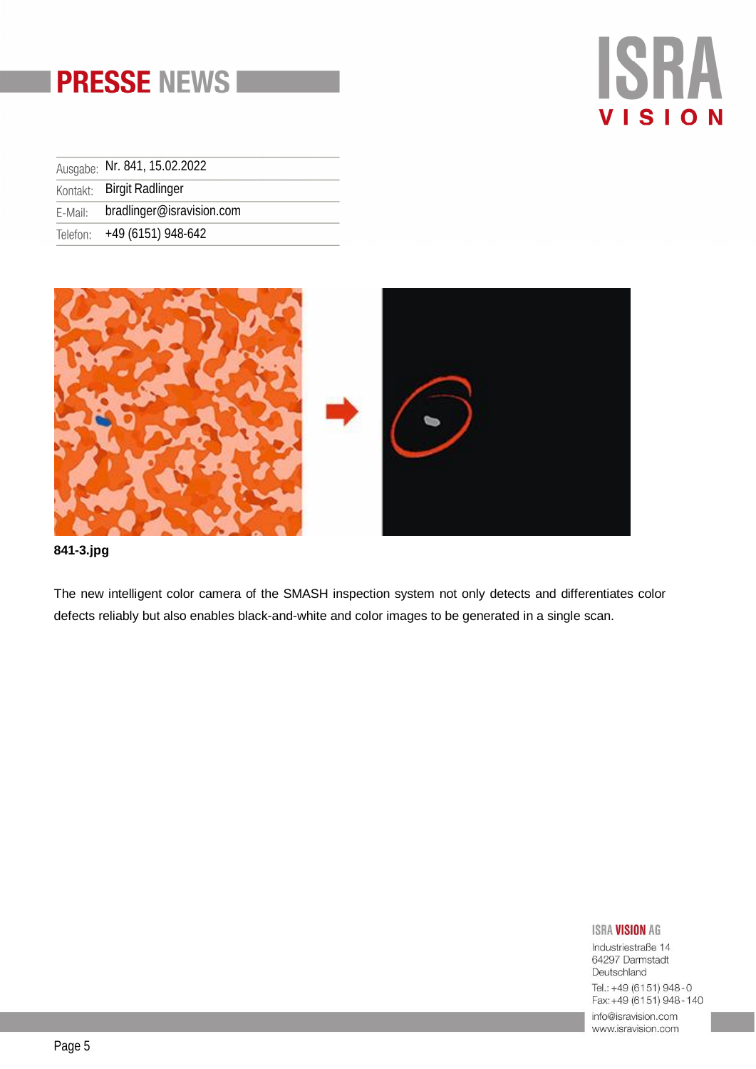| | |
|---|---|
| Ausgabe: | Nr. 841, 15.02.2022 |
| Kontakt: | Birgit Radlinger |
| E-Mail: | bradlinger@isravision.com |
| Telefon: | +49 (6151) 948-642 |

**841-3.jpg**

The new intelligent color camera of the SMASH inspection system not only detects and differentiates color defects reliably but also enables black-and-white and color images to be generated in a single scan.

**ISRA VISION AG**
Industriestraße 14
64297 Darmstadt
Deutschland
Tel.: +49 (6151) 948-0
Fax: +49 (6151) 948-140
info@isravision.com
www.isravision.com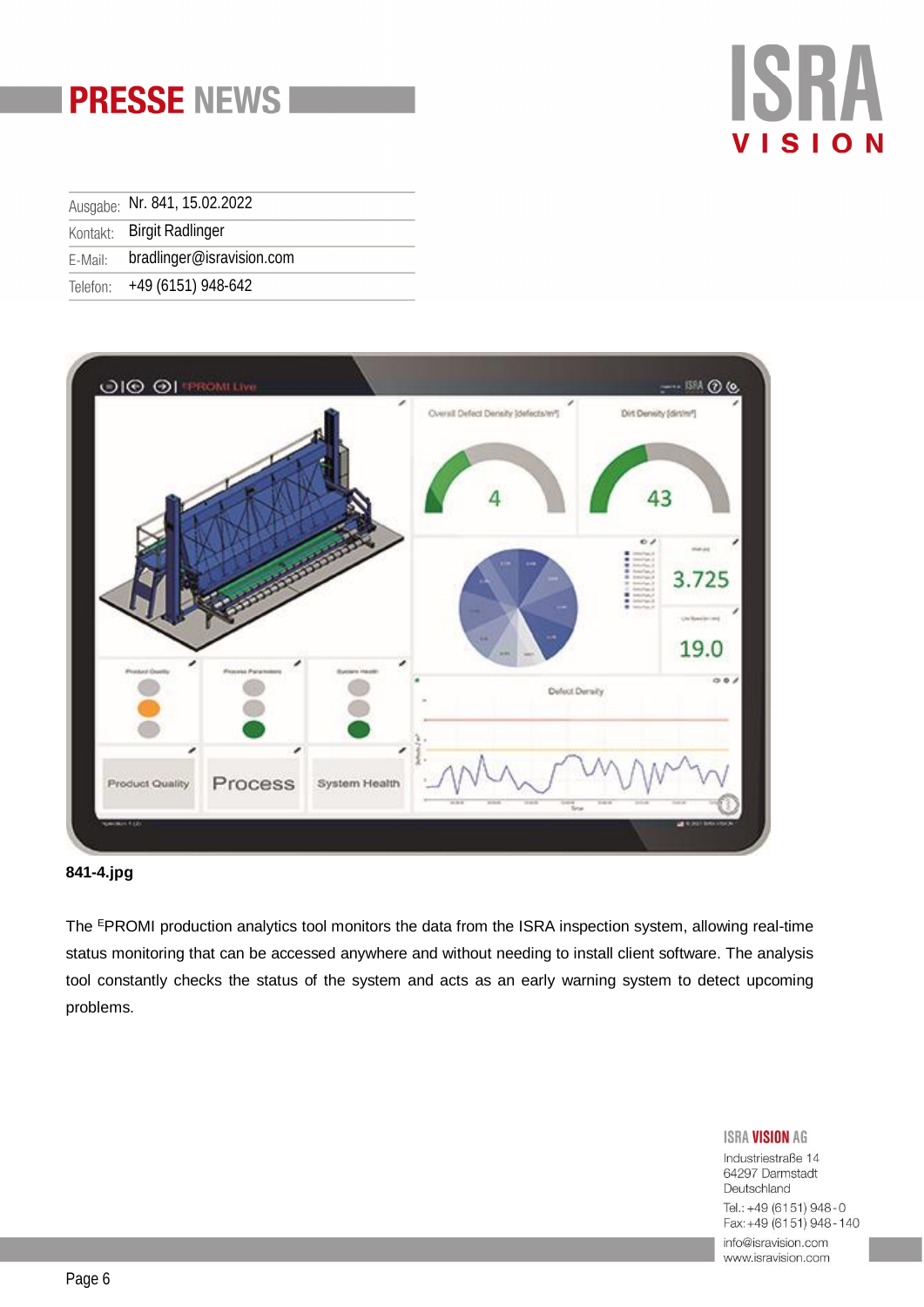# PRESSE NEWS

| | |
|---|---|
| Ausgabe: | Nr. 841, 15.02.2022 |
| Kontakt: | Birgit Radlinger |
| E-Mail: | bradlinger@isravision.com |
| Telefon: | +49 (6151) 948-642 |

**841-4.jpg**

The EPROMI production analytics tool monitors the data from the ISRA inspection system, allowing real-time status monitoring that can be accessed anywhere and without needing to install client software. The analysis tool constantly checks the status of the system and acts as an early warning system to detect upcoming problems.

ISRA VISION AG
Industriestraße 14
64297 Darmstadt
Deutschland
Tel.: +49 (6151) 948-0
Fax: +49 (6151) 948-140
info@isravision.com
www.isravision.com